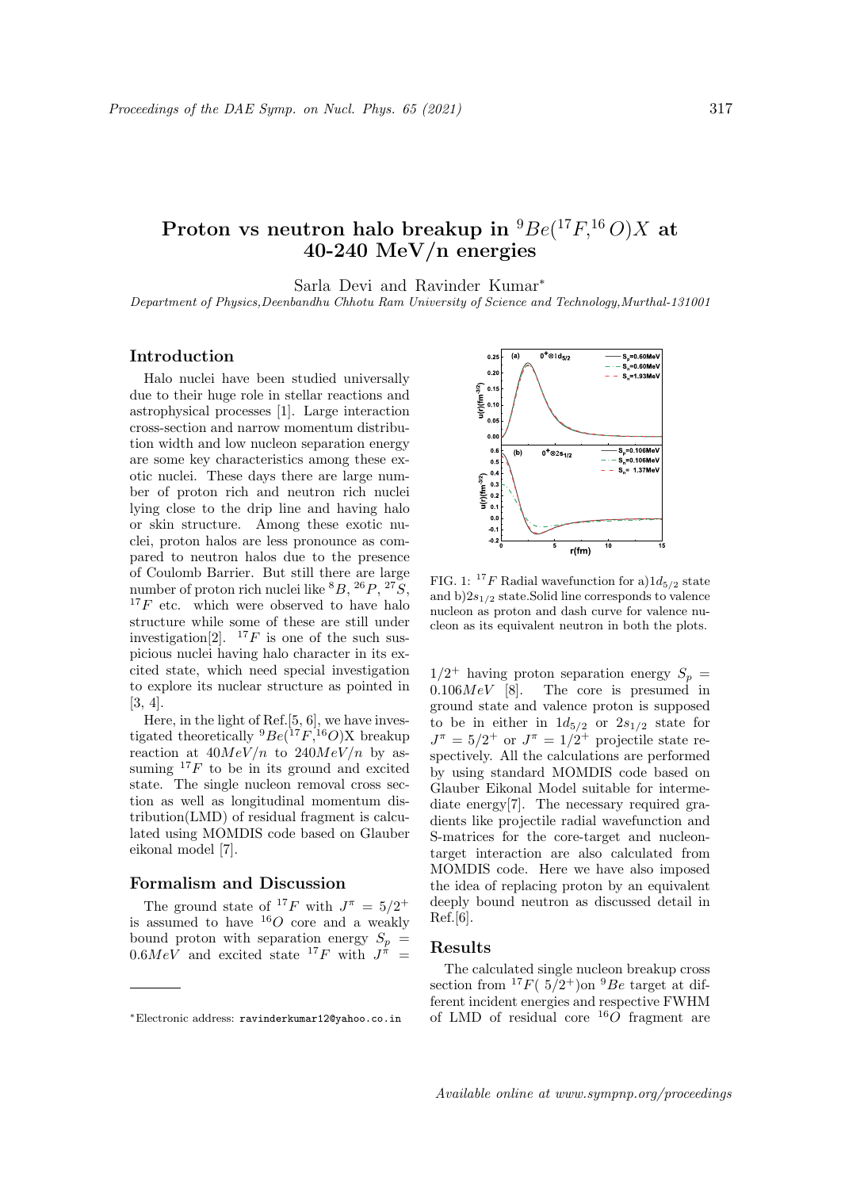# Proton vs neutron halo breakup in $^{9}Be(^{17}F,^{16}O)X$ at 40-240 MeV/n energies

Sarla Devi and Ravinder Kumar*

*Department of Physics, Deenbandhu Chhotu Ram University of Science and Technology, Murthal-131001*

## Introduction

Halo nuclei have been studied universally due to their huge role in stellar reactions and astrophysical processes [1]. Large interaction cross-section and narrow momentum distribution width and low nucleon separation energy are some key characteristics among these exotic nuclei. These days there are large number of proton rich and neutron rich nuclei lying close to the drip line and having halo or skin structure. Among these exotic nuclei, proton halos are less pronounce as compared to neutron halos due to the presence of Coulomb Barrier. But still there are large number of proton rich nuclei like $^{8}B$, $^{26}P$, $^{27}S$, $^{17}F$ etc. which were observed to have halo structure while some of these are still under investigation[2]. $^{17}F$ is one of the such suspicious nuclei having halo character in its excited state, which need special investigation to explore its nuclear structure as pointed in [3, 4].

Here, in the light of Ref.[5, 6], we have investigated theoretically $^{9}Be(^{17}F,^{16}O)$X breakup reaction at $40MeV/n$ to $240MeV/n$ by assuming $^{17}F$ to be in its ground and excited state. The single nucleon removal cross section as well as longitudinal momentum distribution(LMD) of residual fragment is calculated using MOMDIS code based on Glauber eikonal model [7].

## Formalism and Discussion

The ground state of $^{17}F$ with $J^{\pi} = 5/2^{+}$ is assumed to have $^{16}O$ core and a weakly bound proton with separation energy $S_p = 0.6MeV$ and excited state $^{17}F$ with $J^{\pi} = 1/2^{+}$ having proton separation energy $S_p = 0.106MeV$ [8]. The core is presumed in ground state and valence proton is supposed to be in either in $1d_{5/2}$ or $2s_{1/2}$ state for $J^{\pi} = 5/2^{+}$ or $J^{\pi} = 1/2^{+}$ projectile state respectively. All the calculations are performed by using standard MOMDIS code based on Glauber Eikonal Model suitable for intermediate energy[7]. The necessary required gradients like projectile radial wavefunction and S-matrices for the core-target and nucleon-target interaction are also calculated from MOMDIS code. Here we have also imposed the idea of replacing proton by an equivalent deeply bound neutron as discussed detail in Ref.[6].

FIG. 1: $^{17}F$ Radial wavefunction for a)$1d_{5/2}$ state and b)$2s_{1/2}$ state. Solid line corresponds to valence nucleon as proton and dash curve for valence nucleon as its equivalent neutron in both the plots.

## Results

The calculated single nucleon breakup cross section from $^{17}F(\ 5/2^{+})$on $^{9}Be$ target at different incident energies and respective FWHM of LMD of residual core $^{16}O$ fragment are

*Electronic address: ravinderkumar12@yahoo.co.in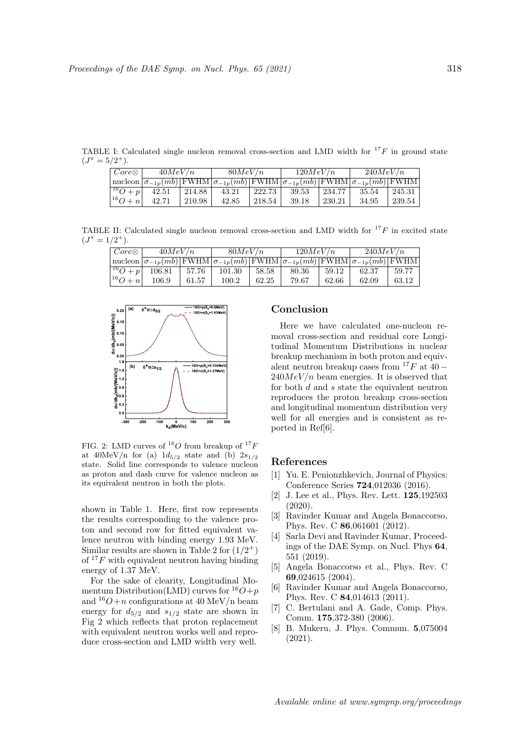TABLE I: Calculated single nucleon removal cross-section and LMD width for $^{17}F$ in ground state ($J^{\pi} = 5/2^{+}$).

| $Core\otimes$ | $40MeV/n$ | | $80MeV/n$ | | $120MeV/n$ | | $240MeV/n$ | |
|---|---|---|---|---|---|---|---|---|
| nucleon | $\sigma_{-1p}(mb)$ | FWHM | $\sigma_{-1p}(mb)$ | FWHM | $\sigma_{-1p}(mb)$ | FWHM | $\sigma_{-1p}(mb)$ | FWHM |
| $^{16}O+p$ | 42.51 | 214.88 | 43.21 | 222.73 | 39.53 | 234.77 | 35.54 | 245.31 |
| $^{16}O+n$ | 42.71 | 210.98 | 42.85 | 218.54 | 39.18 | 230.21 | 34.95 | 239.54 |

TABLE II: Calculated single nucleon removal cross-section and LMD width for $^{17}F$ in excited state ($J^{\pi} = 1/2^{+}$).

| $Core\otimes$ | $40MeV/n$ | | $80MeV/n$ | | $120MeV/n$ | | $240MeV/n$ | |
|---|---|---|---|---|---|---|---|---|
| nucleon | $\sigma_{-1p}(mb)$ | FWHM | $\sigma_{-1p}(mb)$ | FWHM | $\sigma_{-1p}(mb)$ | FWHM | $\sigma_{-1p}(mb)$ | FWHM |
| $^{16}O+p$ | 106.81 | 57.76 | 101.30 | 58.58 | 80.36 | 59.12 | 62.37 | 59.77 |
| $^{16}O+n$ | 106.9 | 61.57 | 100.2 | 62.25 | 79.67 | 62.66 | 62.09 | 63.12 |

(a) $0^{+}\otimes 1d_{5/2}$
16O+p($S_p$=0.6MeV)
16O+n($S_n$=1.93MeV)
$d\sigma/dk_z$(mb/(MeV/c))

(b) $0^{+}\otimes 2s_{1/2}$
16O+p($S_p$=0.106MeV)
16O+n($S_n$=1.37MeV)
$d\sigma/dk_z$(mb/(MeV/c))
$k_z$(MeV/c)

FIG. 2: LMD curves of $^{16}O$ from breakup of $^{17}F$ at 40MeV/n for (a) $1d_{5/2}$ state and (b) $2s_{1/2}$ state. Solid line corresponds to valence nucleon as proton and dash curve for valence nucleon as its equivalent neutron in both the plots.

shown in Table 1. Here, first row represents the results corresponding to the valence proton and second row for fitted equivalent valence neutron with binding energy 1.93 MeV. Similar results are shown in Table 2 for $(1/2^{+})$ of $^{17}F$ with equivalent neutron having binding energy of 1.37 MeV.

For the sake of clearity, Longitudinal Momentum Distribution(LMD) curves for $^{16}O+p$ and $^{16}O+n$ configurations at 40 MeV/n beam energy for $d_{5/2}$ and $s_{1/2}$ state are shown in Fig 2 which reflects that proton replacement with equivalent neutron works well and reproduce cross-section and LMD width very well.

## Conclusion

Here we have calculated one-nucleon removal cross-section and residual core Longitudinal Momentum Distributions in nuclear breakup mechanism in both proton and equivalent neutron breakup cases from $^{17}F$ at $40-240MeV/n$ beam energies. It is observed that for both $d$ and $s$ state the equivalent neutron reproduces the proton breakup cross-section and longitudinal momentum distribution very well for all energies and is consistent as reported in Ref[6].

## References

[1] Yu. E. Penionzhkevich, Journal of Physics: Conference Series **724**,012036 (2016).

[2] J. Lee et al., Phys. Rev. Lett. **125**,192503 (2020).

[3] Ravinder Kumar and Angela Bonaccorso, Phys. Rev. C **86**,061601 (2012).

[4] Sarla Devi and Ravinder Kumar, Proceedings of the DAE Symp. on Nucl. Phys **64**, 551 (2019).

[5] Angela Bonaccorso et al., Phys. Rev. C **69**,024615 (2004).

[6] Ravinder Kumar and Angela Bonaccorso, Phys. Rev. C **84**,014613 (2011).

[7] C. Bertulani and A. Gade, Comp. Phys. Comm. **175**,372-380 (2006).

[8] B. Mukeru, J. Phys. Commun. **5**,075004 (2021).